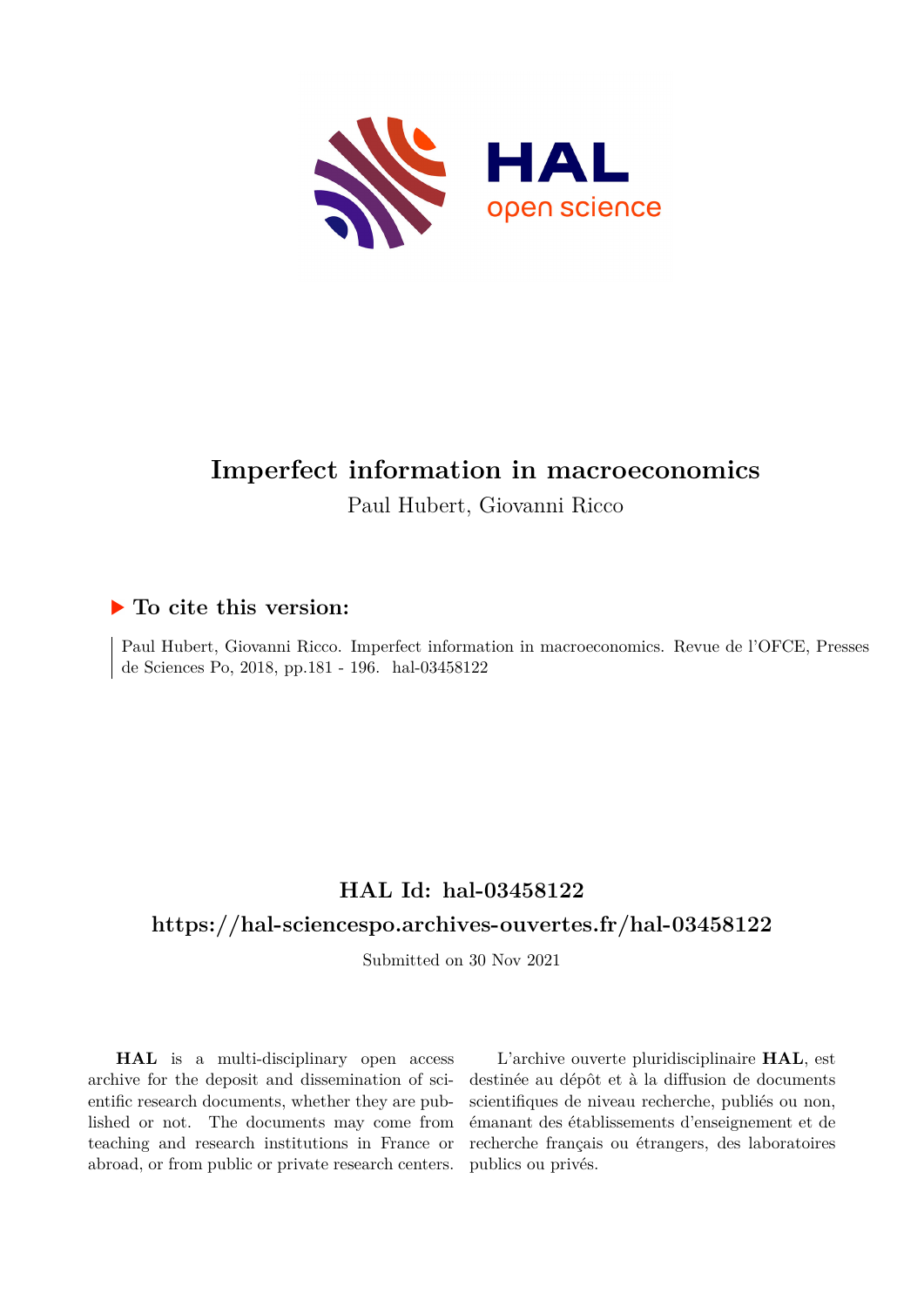# Imperfect information in macroeconomics

Paul Hubert, Giovanni Ricco

## ▶ To cite this version:

Paul Hubert, Giovanni Ricco. Imperfect information in macroeconomics. Revue de l'OFCE, Presses de Sciences Po, 2018, pp.181 - 196. hal-03458122

## HAL Id: hal-03458122

## https://hal-sciencespo.archives-ouvertes.fr/hal-03458122

Submitted on 30 Nov 2021

**HAL** is a multi-disciplinary open access archive for the deposit and dissemination of scientific research documents, whether they are published or not. The documents may come from teaching and research institutions in France or abroad, or from public or private research centers.

L'archive ouverte pluridisciplinaire **HAL**, est destinée au dépôt et à la diffusion de documents scientifiques de niveau recherche, publiés ou non, émanant des établissements d'enseignement et de recherche français ou étrangers, des laboratoires publics ou privés.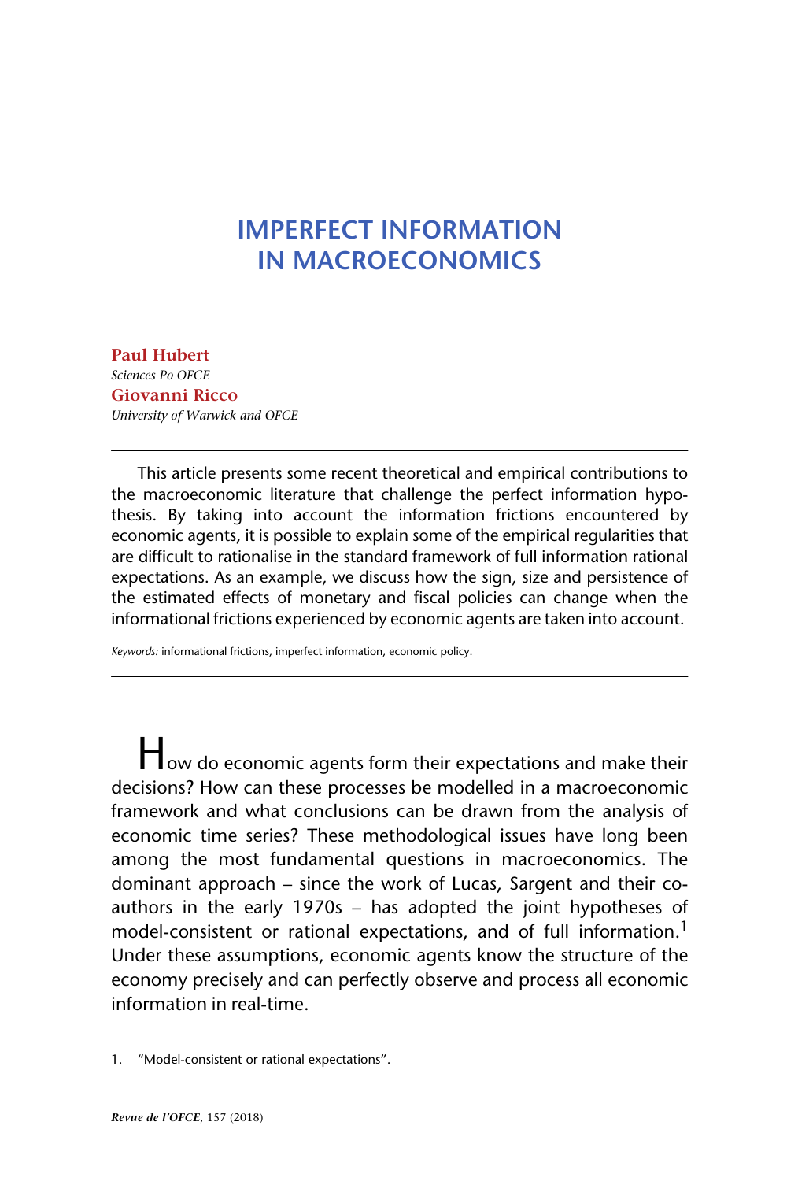# IMPERFECT INFORMATION IN MACROECONOMICS

**Paul Hubert**
*Sciences Po OFCE*

**Giovanni Ricco**
*University of Warwick and OFCE*

---

This article presents some recent theoretical and empirical contributions to the macroeconomic literature that challenge the perfect information hypothesis. By taking into account the information frictions encountered by economic agents, it is possible to explain some of the empirical regularities that are difficult to rationalise in the standard framework of full information rational expectations. As an example, we discuss how the sign, size and persistence of the estimated effects of monetary and fiscal policies can change when the informational frictions experienced by economic agents are taken into account.

*Keywords:* informational frictions, imperfect information, economic policy.

---

How do economic agents form their expectations and make their decisions? How can these processes be modelled in a macroeconomic framework and what conclusions can be drawn from the analysis of economic time series? These methodological issues have long been among the most fundamental questions in macroeconomics. The dominant approach – since the work of Lucas, Sargent and their co-authors in the early 1970s – has adopted the joint hypotheses of model-consistent or rational expectations, and of full information.[1] Under these assumptions, economic agents know the structure of the economy precisely and can perfectly observe and process all economic information in real-time.

1. "Model-consistent or rational expectations".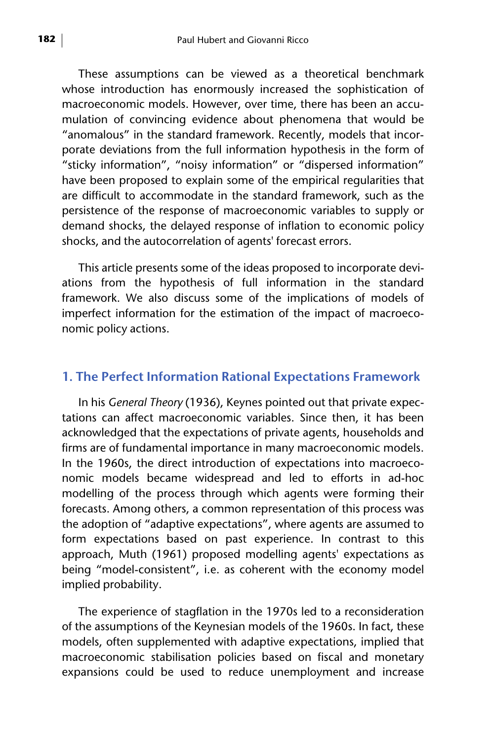These assumptions can be viewed as a theoretical benchmark whose introduction has enormously increased the sophistication of macroeconomic models. However, over time, there has been an accumulation of convincing evidence about phenomena that would be "anomalous" in the standard framework. Recently, models that incorporate deviations from the full information hypothesis in the form of "sticky information", "noisy information" or "dispersed information" have been proposed to explain some of the empirical regularities that are difficult to accommodate in the standard framework, such as the persistence of the response of macroeconomic variables to supply or demand shocks, the delayed response of inflation to economic policy shocks, and the autocorrelation of agents' forecast errors.

This article presents some of the ideas proposed to incorporate deviations from the hypothesis of full information in the standard framework. We also discuss some of the implications of models of imperfect information for the estimation of the impact of macroeconomic policy actions.

## 1. The Perfect Information Rational Expectations Framework

In his *General Theory* (1936), Keynes pointed out that private expectations can affect macroeconomic variables. Since then, it has been acknowledged that the expectations of private agents, households and firms are of fundamental importance in many macroeconomic models. In the 1960s, the direct introduction of expectations into macroeconomic models became widespread and led to efforts in ad-hoc modelling of the process through which agents were forming their forecasts. Among others, a common representation of this process was the adoption of "adaptive expectations", where agents are assumed to form expectations based on past experience. In contrast to this approach, Muth (1961) proposed modelling agents' expectations as being "model-consistent", i.e. as coherent with the economy model implied probability.

The experience of stagflation in the 1970s led to a reconsideration of the assumptions of the Keynesian models of the 1960s. In fact, these models, often supplemented with adaptive expectations, implied that macroeconomic stabilisation policies based on fiscal and monetary expansions could be used to reduce unemployment and increase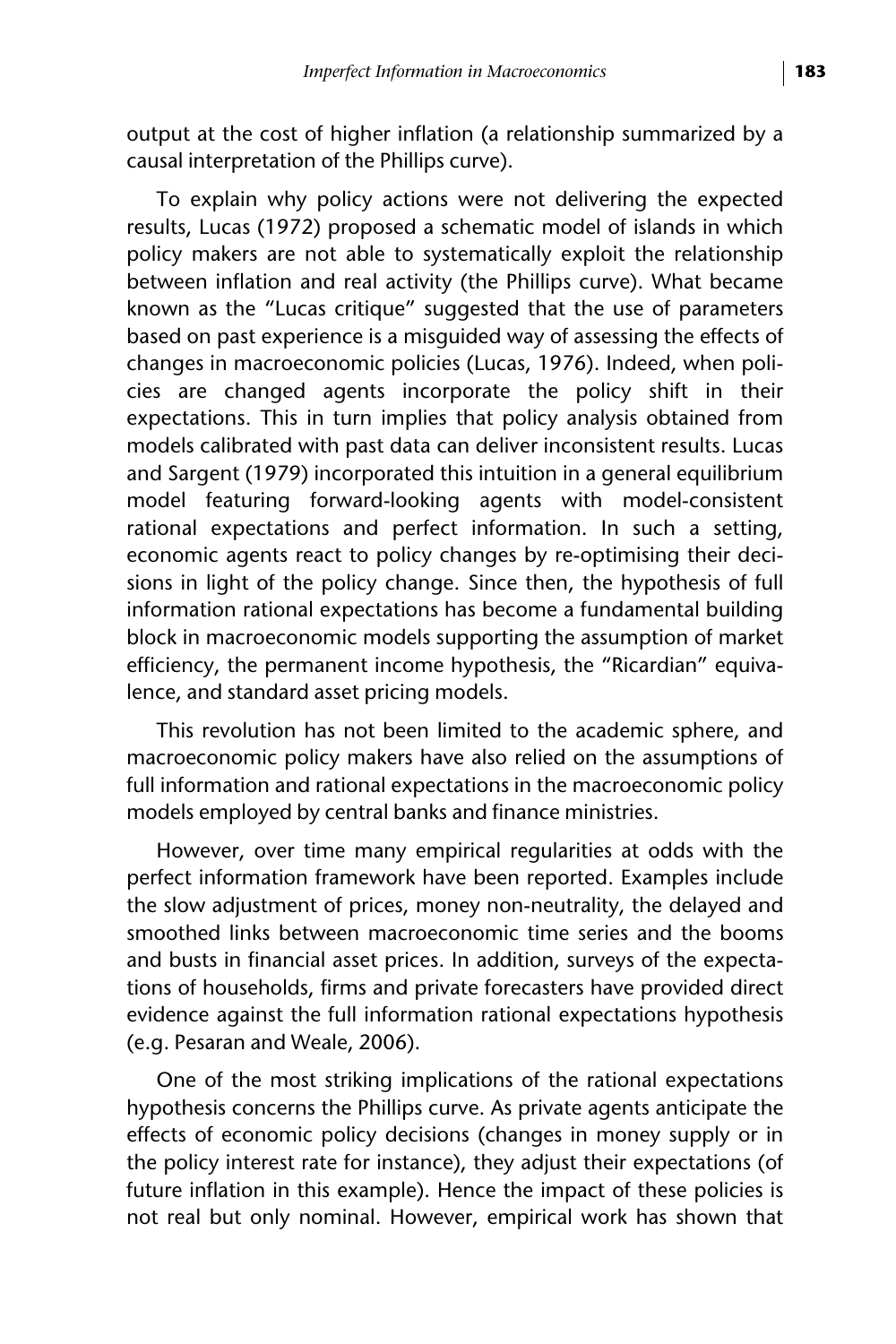output at the cost of higher inflation (a relationship summarized by a causal interpretation of the Phillips curve).

To explain why policy actions were not delivering the expected results, Lucas (1972) proposed a schematic model of islands in which policy makers are not able to systematically exploit the relationship between inflation and real activity (the Phillips curve). What became known as the "Lucas critique" suggested that the use of parameters based on past experience is a misguided way of assessing the effects of changes in macroeconomic policies (Lucas, 1976). Indeed, when policies are changed agents incorporate the policy shift in their expectations. This in turn implies that policy analysis obtained from models calibrated with past data can deliver inconsistent results. Lucas and Sargent (1979) incorporated this intuition in a general equilibrium model featuring forward-looking agents with model-consistent rational expectations and perfect information. In such a setting, economic agents react to policy changes by re-optimising their decisions in light of the policy change. Since then, the hypothesis of full information rational expectations has become a fundamental building block in macroeconomic models supporting the assumption of market efficiency, the permanent income hypothesis, the "Ricardian" equivalence, and standard asset pricing models.

This revolution has not been limited to the academic sphere, and macroeconomic policy makers have also relied on the assumptions of full information and rational expectations in the macroeconomic policy models employed by central banks and finance ministries.

However, over time many empirical regularities at odds with the perfect information framework have been reported. Examples include the slow adjustment of prices, money non-neutrality, the delayed and smoothed links between macroeconomic time series and the booms and busts in financial asset prices. In addition, surveys of the expectations of households, firms and private forecasters have provided direct evidence against the full information rational expectations hypothesis (e.g. Pesaran and Weale, 2006).

One of the most striking implications of the rational expectations hypothesis concerns the Phillips curve. As private agents anticipate the effects of economic policy decisions (changes in money supply or in the policy interest rate for instance), they adjust their expectations (of future inflation in this example). Hence the impact of these policies is not real but only nominal. However, empirical work has shown that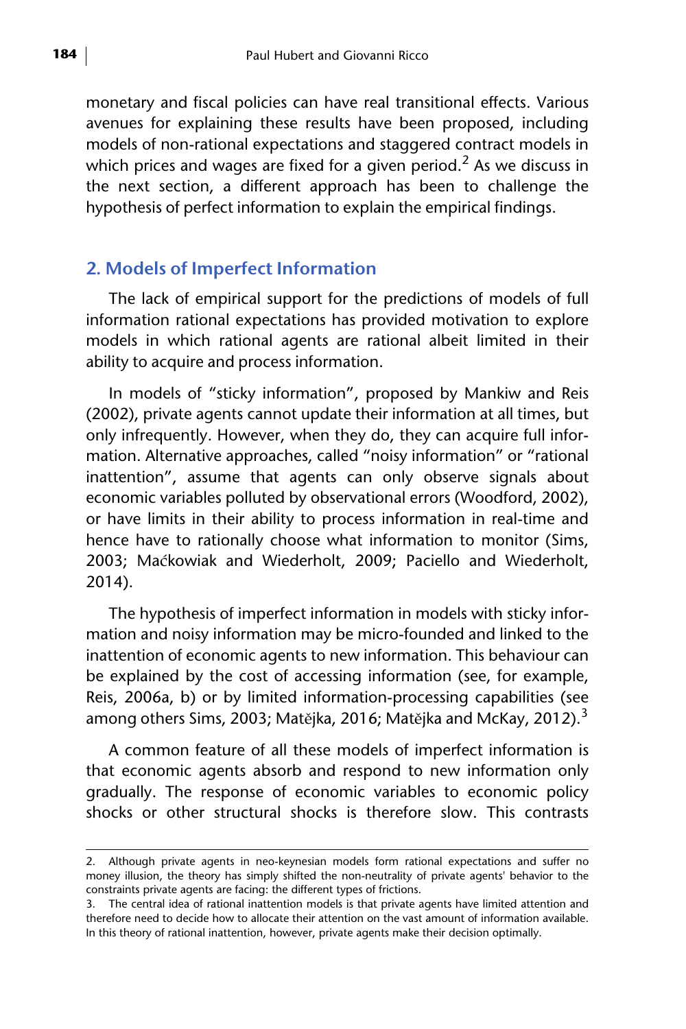monetary and fiscal policies can have real transitional effects. Various avenues for explaining these results have been proposed, including models of non-rational expectations and staggered contract models in which prices and wages are fixed for a given period.[2] As we discuss in the next section, a different approach has been to challenge the hypothesis of perfect information to explain the empirical findings.

## 2. Models of Imperfect Information

The lack of empirical support for the predictions of models of full information rational expectations has provided motivation to explore models in which rational agents are rational albeit limited in their ability to acquire and process information.

In models of "sticky information", proposed by Mankiw and Reis (2002), private agents cannot update their information at all times, but only infrequently. However, when they do, they can acquire full information. Alternative approaches, called "noisy information" or "rational inattention", assume that agents can only observe signals about economic variables polluted by observational errors (Woodford, 2002), or have limits in their ability to process information in real-time and hence have to rationally choose what information to monitor (Sims, 2003; Maćkowiak and Wiederholt, 2009; Paciello and Wiederholt, 2014).

The hypothesis of imperfect information in models with sticky information and noisy information may be micro-founded and linked to the inattention of economic agents to new information. This behaviour can be explained by the cost of accessing information (see, for example, Reis, 2006a, b) or by limited information-processing capabilities (see among others Sims, 2003; Matějka, 2016; Matějka and McKay, 2012).[3]

A common feature of all these models of imperfect information is that economic agents absorb and respond to new information only gradually. The response of economic variables to economic policy shocks or other structural shocks is therefore slow. This contrasts

2. Although private agents in neo-keynesian models form rational expectations and suffer no money illusion, the theory has simply shifted the non-neutrality of private agents' behavior to the constraints private agents are facing: the different types of frictions.

3. The central idea of rational inattention models is that private agents have limited attention and therefore need to decide how to allocate their attention on the vast amount of information available. In this theory of rational inattention, however, private agents make their decision optimally.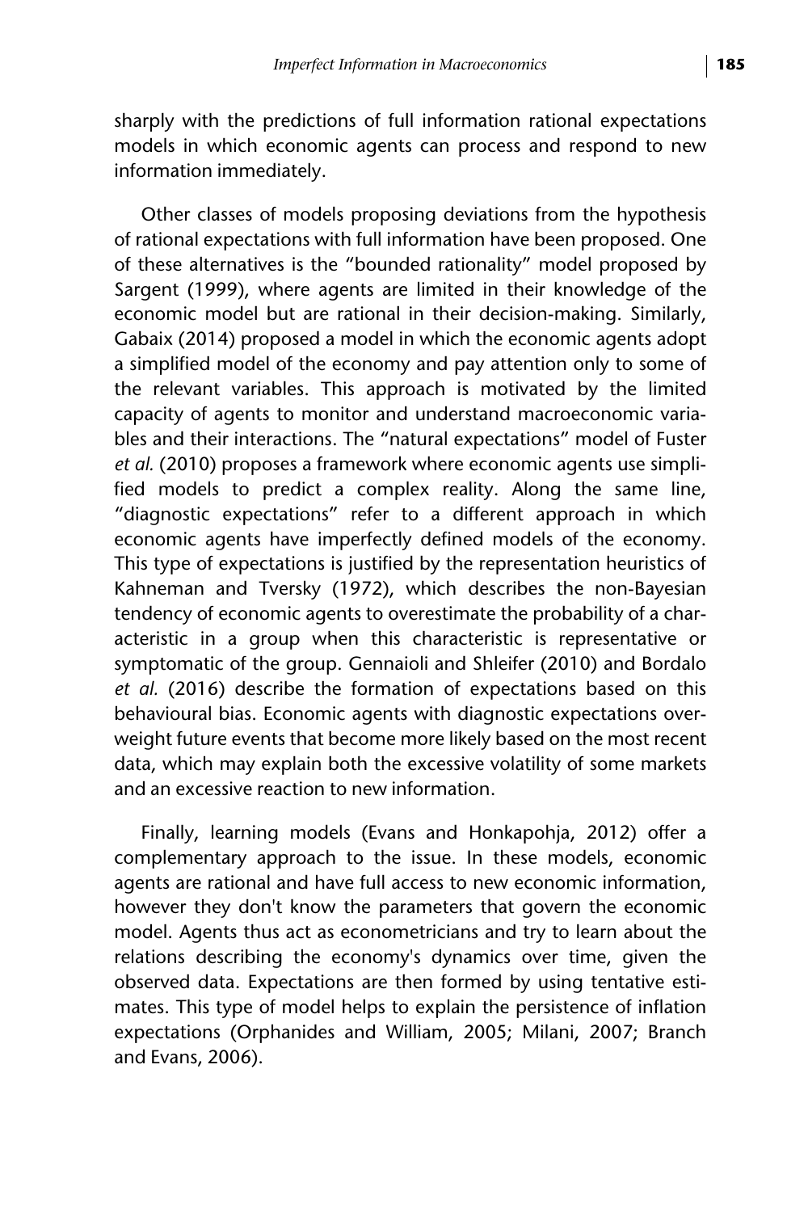sharply with the predictions of full information rational expectations models in which economic agents can process and respond to new information immediately.

Other classes of models proposing deviations from the hypothesis of rational expectations with full information have been proposed. One of these alternatives is the "bounded rationality" model proposed by Sargent (1999), where agents are limited in their knowledge of the economic model but are rational in their decision-making. Similarly, Gabaix (2014) proposed a model in which the economic agents adopt a simplified model of the economy and pay attention only to some of the relevant variables. This approach is motivated by the limited capacity of agents to monitor and understand macroeconomic variables and their interactions. The "natural expectations" model of Fuster *et al.* (2010) proposes a framework where economic agents use simplified models to predict a complex reality. Along the same line, "diagnostic expectations" refer to a different approach in which economic agents have imperfectly defined models of the economy. This type of expectations is justified by the representation heuristics of Kahneman and Tversky (1972), which describes the non-Bayesian tendency of economic agents to overestimate the probability of a characteristic in a group when this characteristic is representative or symptomatic of the group. Gennaioli and Shleifer (2010) and Bordalo *et al.* (2016) describe the formation of expectations based on this behavioural bias. Economic agents with diagnostic expectations overweight future events that become more likely based on the most recent data, which may explain both the excessive volatility of some markets and an excessive reaction to new information.

Finally, learning models (Evans and Honkapohja, 2012) offer a complementary approach to the issue. In these models, economic agents are rational and have full access to new economic information, however they don't know the parameters that govern the economic model. Agents thus act as econometricians and try to learn about the relations describing the economy's dynamics over time, given the observed data. Expectations are then formed by using tentative estimates. This type of model helps to explain the persistence of inflation expectations (Orphanides and William, 2005; Milani, 2007; Branch and Evans, 2006).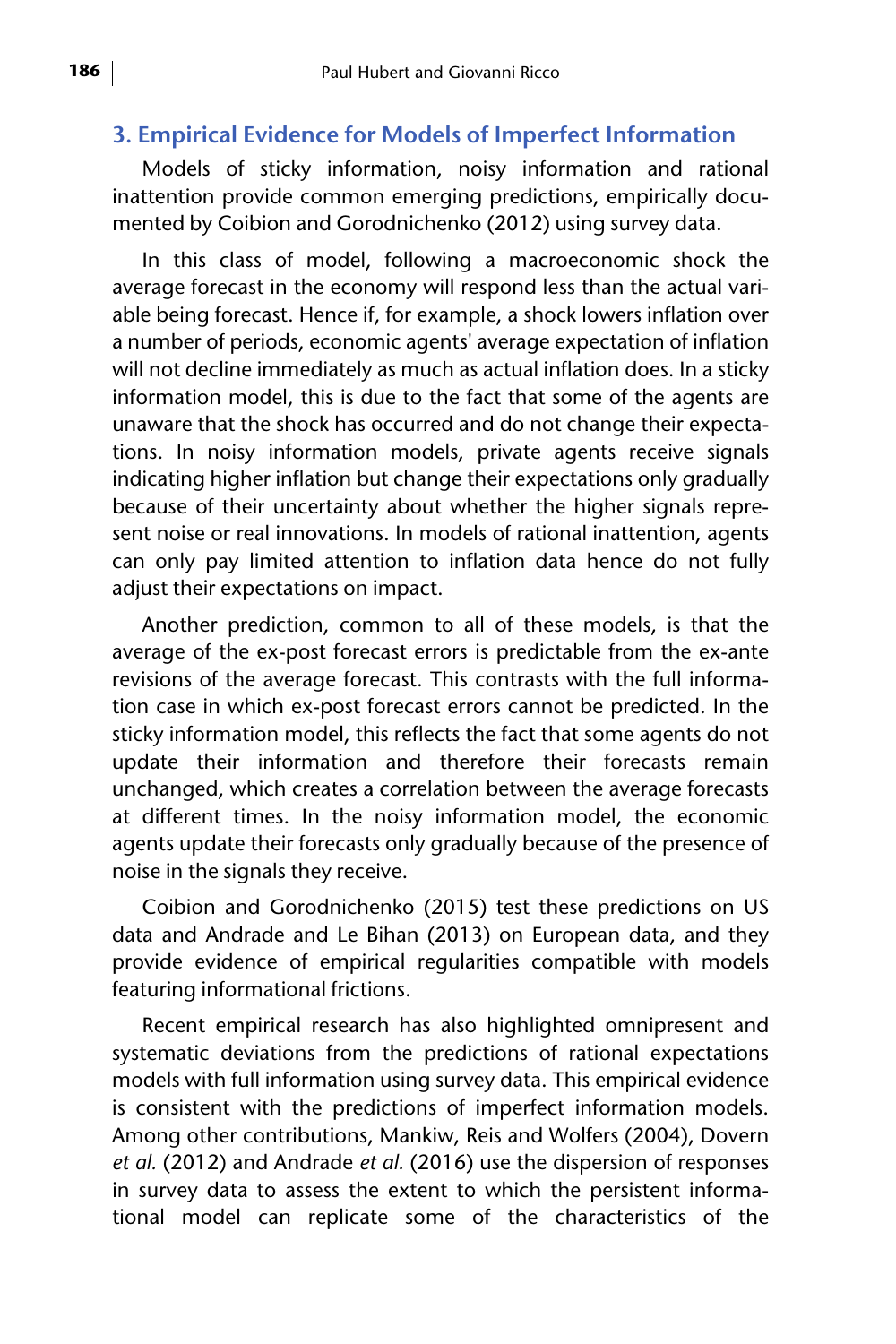## 3. Empirical Evidence for Models of Imperfect Information

Models of sticky information, noisy information and rational inattention provide common emerging predictions, empirically documented by Coibion and Gorodnichenko (2012) using survey data.

In this class of model, following a macroeconomic shock the average forecast in the economy will respond less than the actual variable being forecast. Hence if, for example, a shock lowers inflation over a number of periods, economic agents' average expectation of inflation will not decline immediately as much as actual inflation does. In a sticky information model, this is due to the fact that some of the agents are unaware that the shock has occurred and do not change their expectations. In noisy information models, private agents receive signals indicating higher inflation but change their expectations only gradually because of their uncertainty about whether the higher signals represent noise or real innovations. In models of rational inattention, agents can only pay limited attention to inflation data hence do not fully adjust their expectations on impact.

Another prediction, common to all of these models, is that the average of the ex-post forecast errors is predictable from the ex-ante revisions of the average forecast. This contrasts with the full information case in which ex-post forecast errors cannot be predicted. In the sticky information model, this reflects the fact that some agents do not update their information and therefore their forecasts remain unchanged, which creates a correlation between the average forecasts at different times. In the noisy information model, the economic agents update their forecasts only gradually because of the presence of noise in the signals they receive.

Coibion and Gorodnichenko (2015) test these predictions on US data and Andrade and Le Bihan (2013) on European data, and they provide evidence of empirical regularities compatible with models featuring informational frictions.

Recent empirical research has also highlighted omnipresent and systematic deviations from the predictions of rational expectations models with full information using survey data. This empirical evidence is consistent with the predictions of imperfect information models. Among other contributions, Mankiw, Reis and Wolfers (2004), Dovern *et al.* (2012) and Andrade *et al.* (2016) use the dispersion of responses in survey data to assess the extent to which the persistent informational model can replicate some of the characteristics of the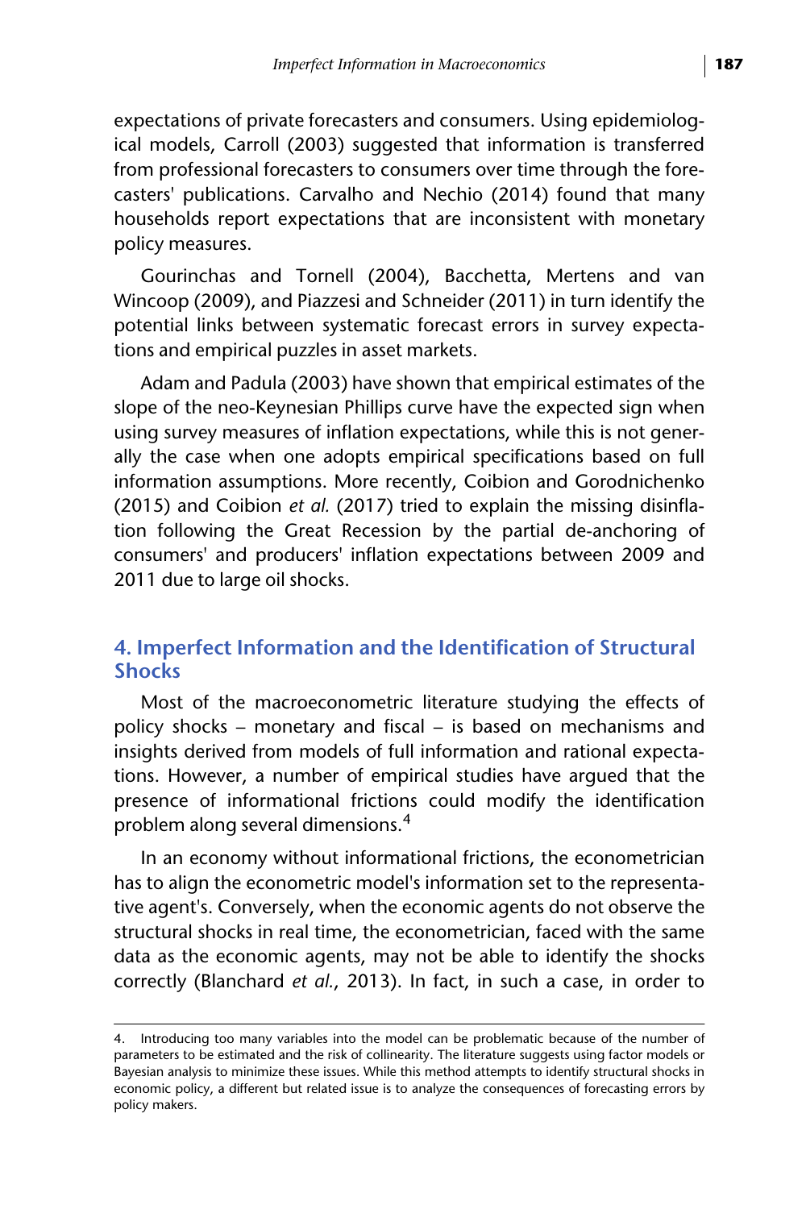expectations of private forecasters and consumers. Using epidemiological models, Carroll (2003) suggested that information is transferred from professional forecasters to consumers over time through the forecasters' publications. Carvalho and Nechio (2014) found that many households report expectations that are inconsistent with monetary policy measures.

Gourinchas and Tornell (2004), Bacchetta, Mertens and van Wincoop (2009), and Piazzesi and Schneider (2011) in turn identify the potential links between systematic forecast errors in survey expectations and empirical puzzles in asset markets.

Adam and Padula (2003) have shown that empirical estimates of the slope of the neo-Keynesian Phillips curve have the expected sign when using survey measures of inflation expectations, while this is not generally the case when one adopts empirical specifications based on full information assumptions. More recently, Coibion and Gorodnichenko (2015) and Coibion *et al.* (2017) tried to explain the missing disinflation following the Great Recession by the partial de-anchoring of consumers' and producers' inflation expectations between 2009 and 2011 due to large oil shocks.

## 4. Imperfect Information and the Identification of Structural Shocks

Most of the macroeconometric literature studying the effects of policy shocks – monetary and fiscal – is based on mechanisms and insights derived from models of full information and rational expectations. However, a number of empirical studies have argued that the presence of informational frictions could modify the identification problem along several dimensions.[4]

In an economy without informational frictions, the econometrician has to align the econometric model's information set to the representative agent's. Conversely, when the economic agents do not observe the structural shocks in real time, the econometrician, faced with the same data as the economic agents, may not be able to identify the shocks correctly (Blanchard *et al.*, 2013). In fact, in such a case, in order to

---

4. Introducing too many variables into the model can be problematic because of the number of parameters to be estimated and the risk of collinearity. The literature suggests using factor models or Bayesian analysis to minimize these issues. While this method attempts to identify structural shocks in economic policy, a different but related issue is to analyze the consequences of forecasting errors by policy makers.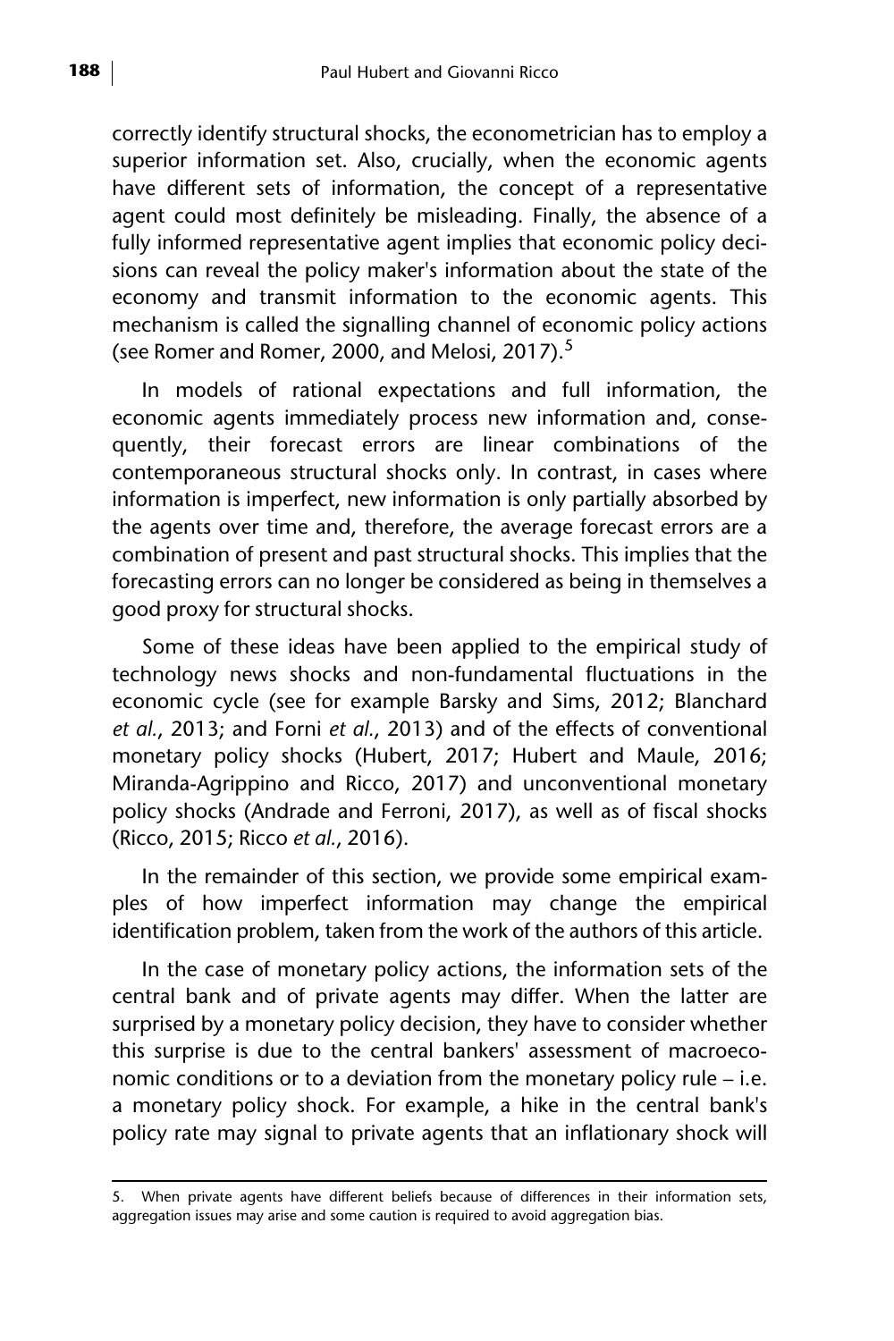correctly identify structural shocks, the econometrician has to employ a superior information set. Also, crucially, when the economic agents have different sets of information, the concept of a representative agent could most definitely be misleading. Finally, the absence of a fully informed representative agent implies that economic policy decisions can reveal the policy maker's information about the state of the economy and transmit information to the economic agents. This mechanism is called the signalling channel of economic policy actions (see Romer and Romer, 2000, and Melosi, 2017).[5]

In models of rational expectations and full information, the economic agents immediately process new information and, consequently, their forecast errors are linear combinations of the contemporaneous structural shocks only. In contrast, in cases where information is imperfect, new information is only partially absorbed by the agents over time and, therefore, the average forecast errors are a combination of present and past structural shocks. This implies that the forecasting errors can no longer be considered as being in themselves a good proxy for structural shocks.

Some of these ideas have been applied to the empirical study of technology news shocks and non-fundamental fluctuations in the economic cycle (see for example Barsky and Sims, 2012; Blanchard *et al.*, 2013; and Forni *et al.*, 2013) and of the effects of conventional monetary policy shocks (Hubert, 2017; Hubert and Maule, 2016; Miranda-Agrippino and Ricco, 2017) and unconventional monetary policy shocks (Andrade and Ferroni, 2017), as well as of fiscal shocks (Ricco, 2015; Ricco *et al.*, 2016).

In the remainder of this section, we provide some empirical examples of how imperfect information may change the empirical identification problem, taken from the work of the authors of this article.

In the case of monetary policy actions, the information sets of the central bank and of private agents may differ. When the latter are surprised by a monetary policy decision, they have to consider whether this surprise is due to the central bankers' assessment of macroeconomic conditions or to a deviation from the monetary policy rule – i.e. a monetary policy shock. For example, a hike in the central bank's policy rate may signal to private agents that an inflationary shock will

5. When private agents have different beliefs because of differences in their information sets, aggregation issues may arise and some caution is required to avoid aggregation bias.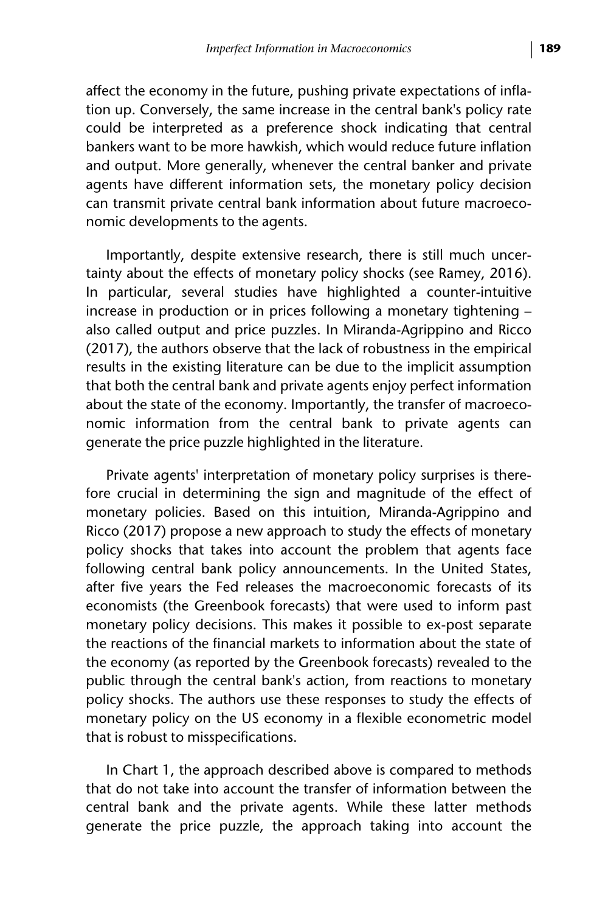affect the economy in the future, pushing private expectations of inflation up. Conversely, the same increase in the central bank's policy rate could be interpreted as a preference shock indicating that central bankers want to be more hawkish, which would reduce future inflation and output. More generally, whenever the central banker and private agents have different information sets, the monetary policy decision can transmit private central bank information about future macroeconomic developments to the agents.

Importantly, despite extensive research, there is still much uncertainty about the effects of monetary policy shocks (see Ramey, 2016). In particular, several studies have highlighted a counter-intuitive increase in production or in prices following a monetary tightening – also called output and price puzzles. In Miranda-Agrippino and Ricco (2017), the authors observe that the lack of robustness in the empirical results in the existing literature can be due to the implicit assumption that both the central bank and private agents enjoy perfect information about the state of the economy. Importantly, the transfer of macroeconomic information from the central bank to private agents can generate the price puzzle highlighted in the literature.

Private agents' interpretation of monetary policy surprises is therefore crucial in determining the sign and magnitude of the effect of monetary policies. Based on this intuition, Miranda-Agrippino and Ricco (2017) propose a new approach to study the effects of monetary policy shocks that takes into account the problem that agents face following central bank policy announcements. In the United States, after five years the Fed releases the macroeconomic forecasts of its economists (the Greenbook forecasts) that were used to inform past monetary policy decisions. This makes it possible to ex-post separate the reactions of the financial markets to information about the state of the economy (as reported by the Greenbook forecasts) revealed to the public through the central bank's action, from reactions to monetary policy shocks. The authors use these responses to study the effects of monetary policy on the US economy in a flexible econometric model that is robust to misspecifications.

In Chart 1, the approach described above is compared to methods that do not take into account the transfer of information between the central bank and the private agents. While these latter methods generate the price puzzle, the approach taking into account the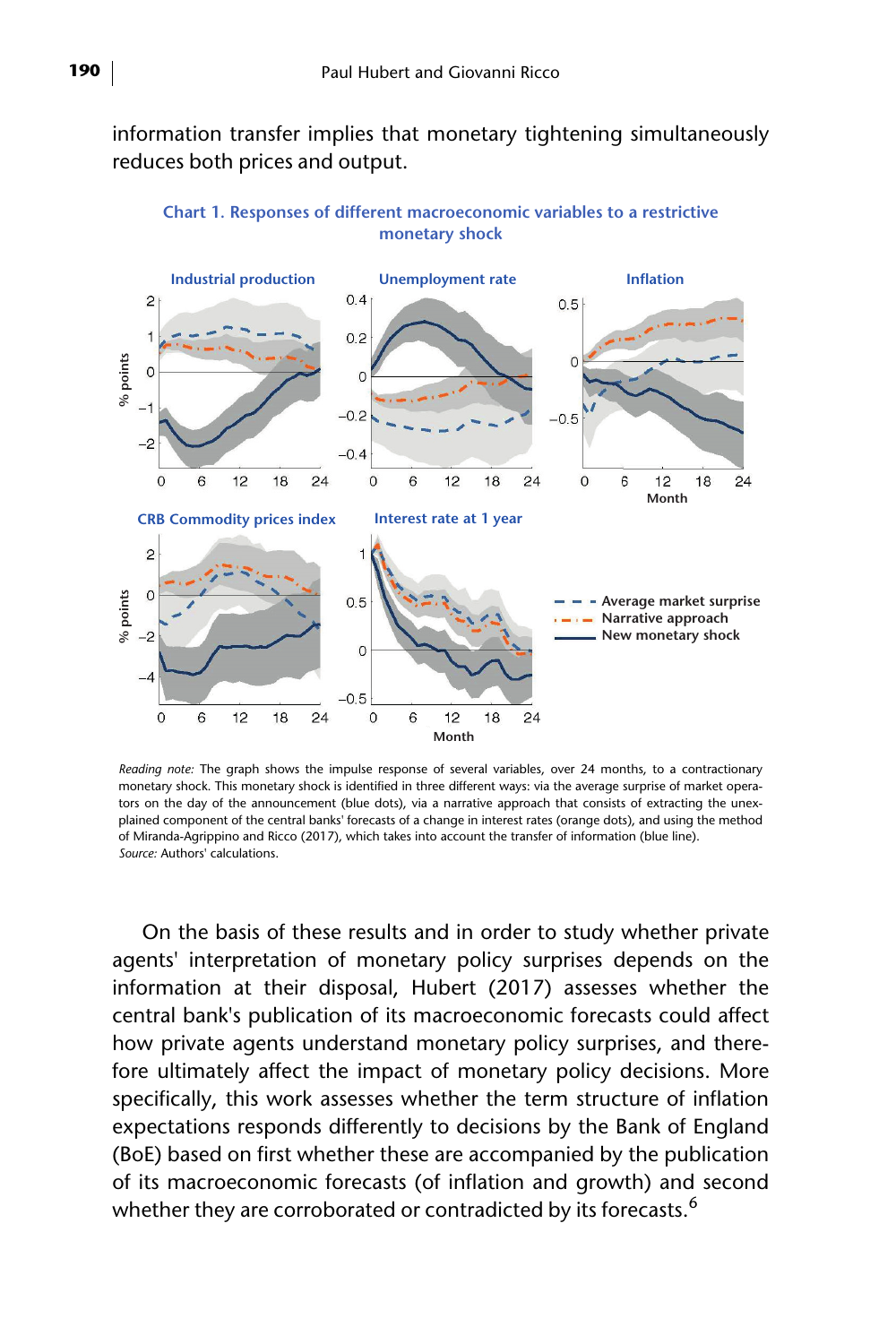information transfer implies that monetary tightening simultaneously reduces both prices and output.

**Chart 1. Responses of different macroeconomic variables to a restrictive monetary shock**

*Reading note:* The graph shows the impulse response of several variables, over 24 months, to a contractionary monetary shock. This monetary shock is identified in three different ways: via the average surprise of market operators on the day of the announcement (blue dots), via a narrative approach that consists of extracting the unexplained component of the central banks' forecasts of a change in interest rates (orange dots), and using the method of Miranda-Agrippino and Ricco (2017), which takes into account the transfer of information (blue line).
*Source:* Authors' calculations.

On the basis of these results and in order to study whether private agents' interpretation of monetary policy surprises depends on the information at their disposal, Hubert (2017) assesses whether the central bank's publication of its macroeconomic forecasts could affect how private agents understand monetary policy surprises, and therefore ultimately affect the impact of monetary policy decisions. More specifically, this work assesses whether the term structure of inflation expectations responds differently to decisions by the Bank of England (BoE) based on first whether these are accompanied by the publication of its macroeconomic forecasts (of inflation and growth) and second whether they are corroborated or contradicted by its forecasts.[6]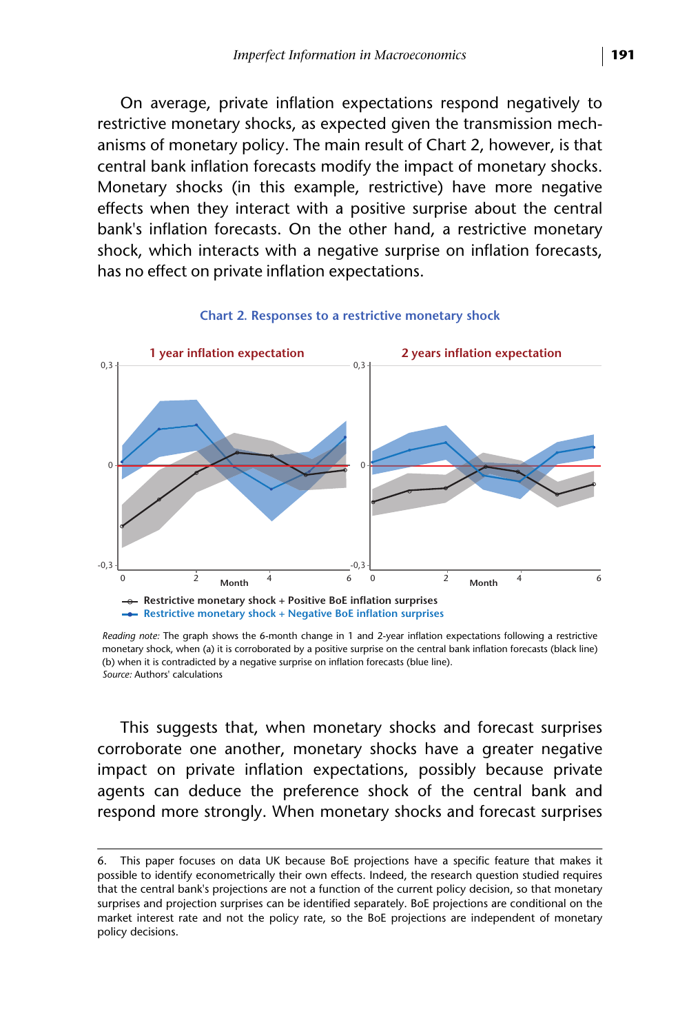On average, private inflation expectations respond negatively to restrictive monetary shocks, as expected given the transmission mechanisms of monetary policy. The main result of Chart 2, however, is that central bank inflation forecasts modify the impact of monetary shocks. Monetary shocks (in this example, restrictive) have more negative effects when they interact with a positive surprise about the central bank's inflation forecasts. On the other hand, a restrictive monetary shock, which interacts with a negative surprise on inflation forecasts, has no effect on private inflation expectations.

**Chart 2. Responses to a restrictive monetary shock**

1 year inflation expectation | 2 years inflation expectation

—○— Restrictive monetary shock + Positive BoE inflation surprises
—●— Restrictive monetary shock + Negative BoE inflation surprises

*Reading note:* The graph shows the 6-month change in 1 and 2-year inflation expectations following a restrictive monetary shock, when (a) it is corroborated by a positive surprise on the central bank inflation forecasts (black line) (b) when it is contradicted by a negative surprise on inflation forecasts (blue line).
*Source:* Authors' calculations

This suggests that, when monetary shocks and forecast surprises corroborate one another, monetary shocks have a greater negative impact on private inflation expectations, possibly because private agents can deduce the preference shock of the central bank and respond more strongly. When monetary shocks and forecast surprises

---

6. This paper focuses on data UK because BoE projections have a specific feature that makes it possible to identify econometrically their own effects. Indeed, the research question studied requires that the central bank's projections are not a function of the current policy decision, so that monetary surprises and projection surprises can be identified separately. BoE projections are conditional on the market interest rate and not the policy rate, so the BoE projections are independent of monetary policy decisions.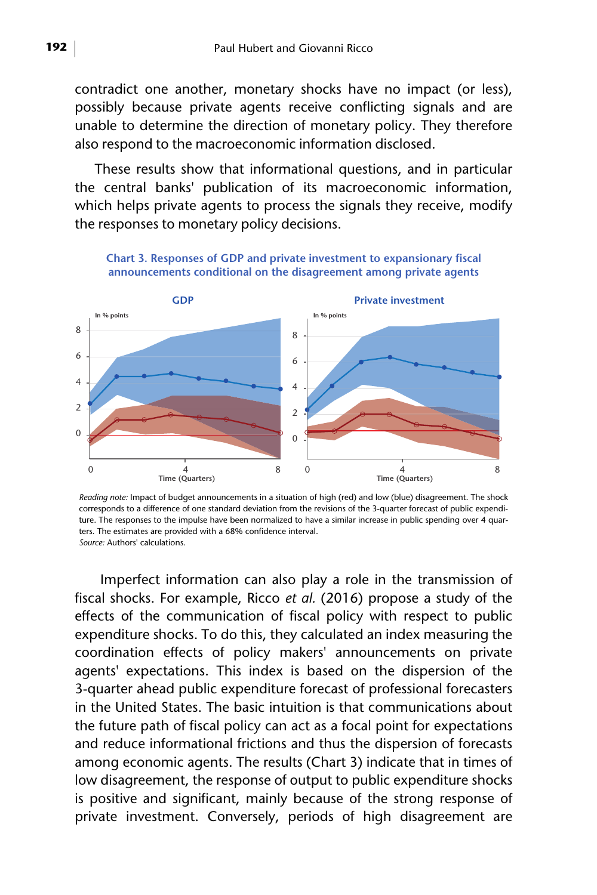contradict one another, monetary shocks have no impact (or less), possibly because private agents receive conflicting signals and are unable to determine the direction of monetary policy. They therefore also respond to the macroeconomic information disclosed.

These results show that informational questions, and in particular the central banks' publication of its macroeconomic information, which helps private agents to process the signals they receive, modify the responses to monetary policy decisions.

**Chart 3. Responses of GDP and private investment to expansionary fiscal announcements conditional on the disagreement among private agents**

*Reading note:* Impact of budget announcements in a situation of high (red) and low (blue) disagreement. The shock corresponds to a difference of one standard deviation from the revisions of the 3-quarter forecast of public expenditure. The responses to the impulse have been normalized to have a similar increase in public spending over 4 quarters. The estimates are provided with a 68% confidence interval.
*Source:* Authors' calculations.

Imperfect information can also play a role in the transmission of fiscal shocks. For example, Ricco *et al.* (2016) propose a study of the effects of the communication of fiscal policy with respect to public expenditure shocks. To do this, they calculated an index measuring the coordination effects of policy makers' announcements on private agents' expectations. This index is based on the dispersion of the 3-quarter ahead public expenditure forecast of professional forecasters in the United States. The basic intuition is that communications about the future path of fiscal policy can act as a focal point for expectations and reduce informational frictions and thus the dispersion of forecasts among economic agents. The results (Chart 3) indicate that in times of low disagreement, the response of output to public expenditure shocks is positive and significant, mainly because of the strong response of private investment. Conversely, periods of high disagreement are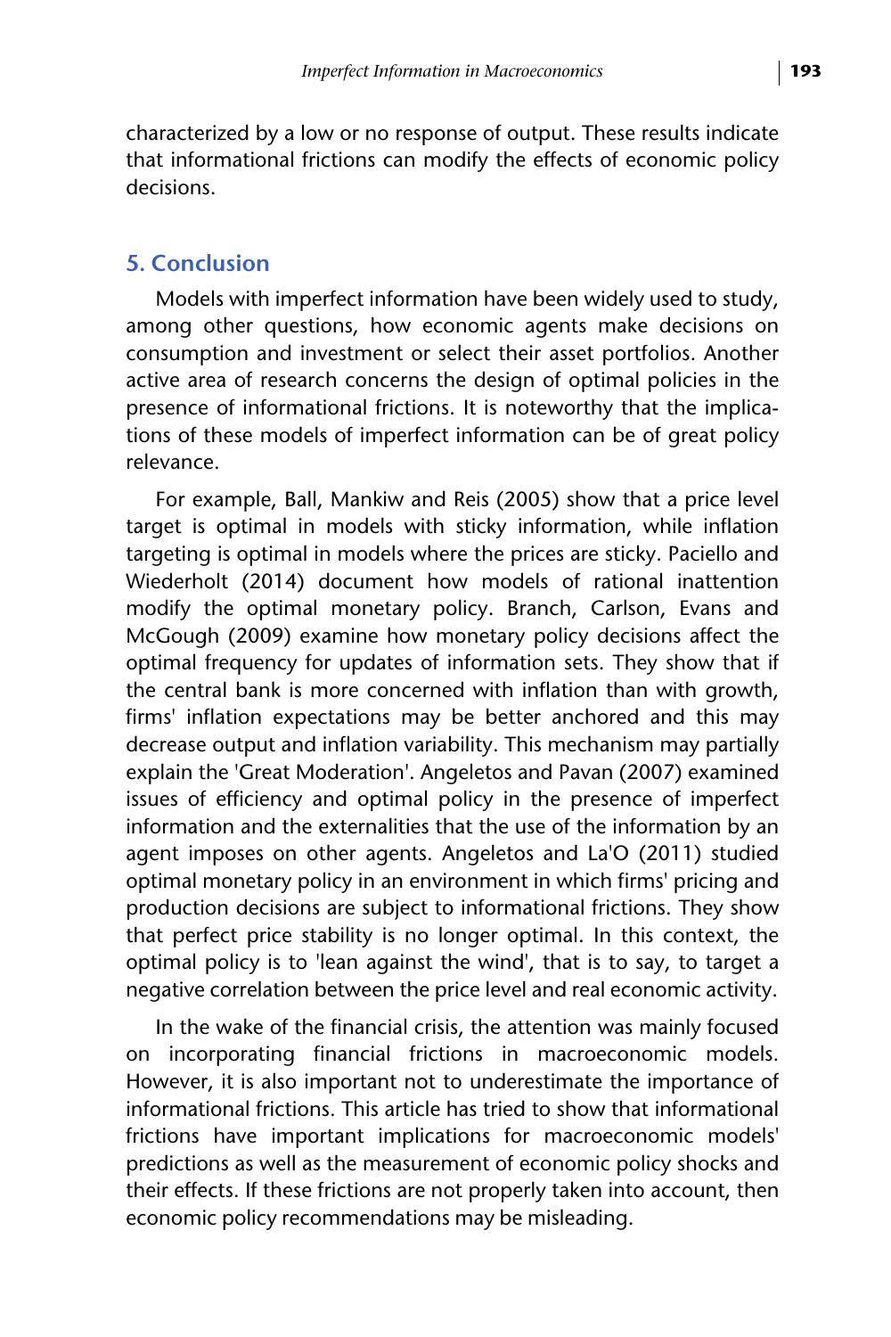characterized by a low or no response of output. These results indicate that informational frictions can modify the effects of economic policy decisions.

## 5. Conclusion

Models with imperfect information have been widely used to study, among other questions, how economic agents make decisions on consumption and investment or select their asset portfolios. Another active area of research concerns the design of optimal policies in the presence of informational frictions. It is noteworthy that the implications of these models of imperfect information can be of great policy relevance.

For example, Ball, Mankiw and Reis (2005) show that a price level target is optimal in models with sticky information, while inflation targeting is optimal in models where the prices are sticky. Paciello and Wiederholt (2014) document how models of rational inattention modify the optimal monetary policy. Branch, Carlson, Evans and McGough (2009) examine how monetary policy decisions affect the optimal frequency for updates of information sets. They show that if the central bank is more concerned with inflation than with growth, firms' inflation expectations may be better anchored and this may decrease output and inflation variability. This mechanism may partially explain the 'Great Moderation'. Angeletos and Pavan (2007) examined issues of efficiency and optimal policy in the presence of imperfect information and the externalities that the use of the information by an agent imposes on other agents. Angeletos and La'O (2011) studied optimal monetary policy in an environment in which firms' pricing and production decisions are subject to informational frictions. They show that perfect price stability is no longer optimal. In this context, the optimal policy is to 'lean against the wind', that is to say, to target a negative correlation between the price level and real economic activity.

In the wake of the financial crisis, the attention was mainly focused on incorporating financial frictions in macroeconomic models. However, it is also important not to underestimate the importance of informational frictions. This article has tried to show that informational frictions have important implications for macroeconomic models' predictions as well as the measurement of economic policy shocks and their effects. If these frictions are not properly taken into account, then economic policy recommendations may be misleading.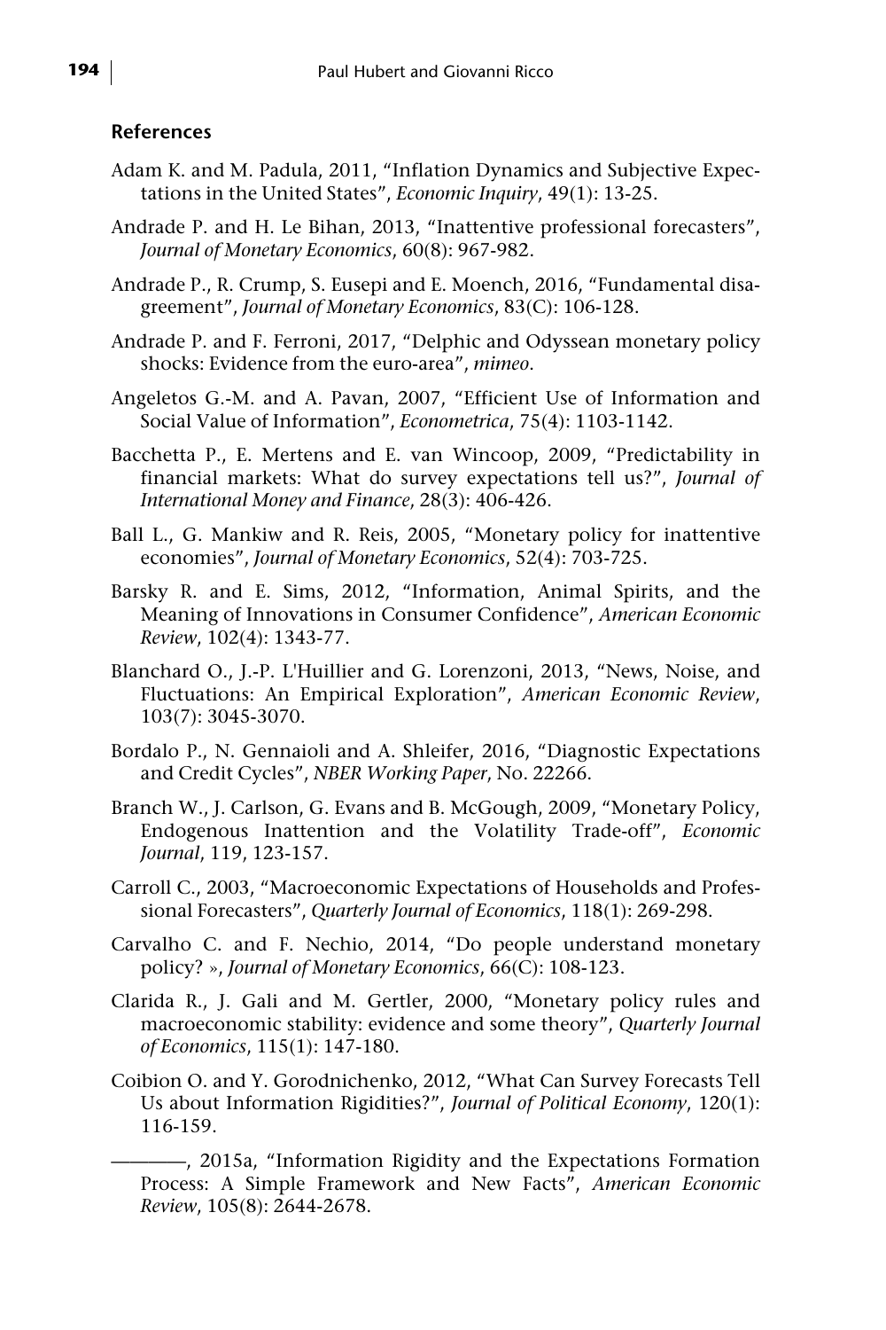### References

Adam K. and M. Padula, 2011, "Inflation Dynamics and Subjective Expectations in the United States", *Economic Inquiry*, 49(1): 13-25.

Andrade P. and H. Le Bihan, 2013, "Inattentive professional forecasters", *Journal of Monetary Economics*, 60(8): 967-982.

Andrade P., R. Crump, S. Eusepi and E. Moench, 2016, "Fundamental disagreement", *Journal of Monetary Economics*, 83(C): 106-128.

Andrade P. and F. Ferroni, 2017, "Delphic and Odyssean monetary policy shocks: Evidence from the euro-area", *mimeo*.

Angeletos G.-M. and A. Pavan, 2007, "Efficient Use of Information and Social Value of Information", *Econometrica*, 75(4): 1103-1142.

Bacchetta P., E. Mertens and E. van Wincoop, 2009, "Predictability in financial markets: What do survey expectations tell us?", *Journal of International Money and Finance*, 28(3): 406-426.

Ball L., G. Mankiw and R. Reis, 2005, "Monetary policy for inattentive economies", *Journal of Monetary Economics*, 52(4): 703-725.

Barsky R. and E. Sims, 2012, "Information, Animal Spirits, and the Meaning of Innovations in Consumer Confidence", *American Economic Review*, 102(4): 1343-77.

Blanchard O., J.-P. L'Huillier and G. Lorenzoni, 2013, "News, Noise, and Fluctuations: An Empirical Exploration", *American Economic Review*, 103(7): 3045-3070.

Bordalo P., N. Gennaioli and A. Shleifer, 2016, "Diagnostic Expectations and Credit Cycles", *NBER Working Paper*, No. 22266.

Branch W., J. Carlson, G. Evans and B. McGough, 2009, "Monetary Policy, Endogenous Inattention and the Volatility Trade-off", *Economic Journal*, 119, 123-157.

Carroll C., 2003, "Macroeconomic Expectations of Households and Professional Forecasters", *Quarterly Journal of Economics*, 118(1): 269-298.

Carvalho C. and F. Nechio, 2014, "Do people understand monetary policy? », *Journal of Monetary Economics*, 66(C): 108-123.

Clarida R., J. Gali and M. Gertler, 2000, "Monetary policy rules and macroeconomic stability: evidence and some theory", *Quarterly Journal of Economics*, 115(1): 147-180.

Coibion O. and Y. Gorodnichenko, 2012, "What Can Survey Forecasts Tell Us about Information Rigidities?", *Journal of Political Economy*, 120(1): 116-159.

———, 2015a, "Information Rigidity and the Expectations Formation Process: A Simple Framework and New Facts", *American Economic Review*, 105(8): 2644-2678.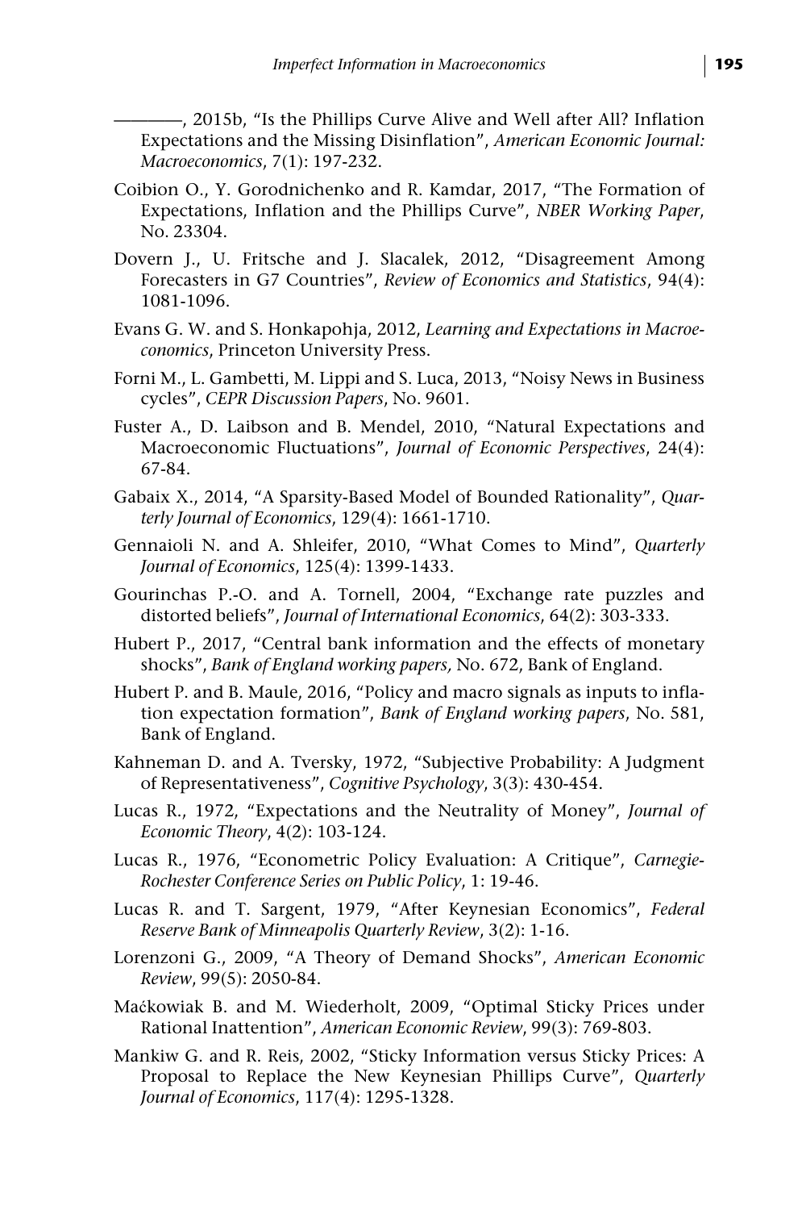————, 2015b, "Is the Phillips Curve Alive and Well after All? Inflation Expectations and the Missing Disinflation", *American Economic Journal: Macroeconomics*, 7(1): 197-232.

Coibion O., Y. Gorodnichenko and R. Kamdar, 2017, "The Formation of Expectations, Inflation and the Phillips Curve", *NBER Working Paper*, No. 23304.

Dovern J., U. Fritsche and J. Slacalek, 2012, "Disagreement Among Forecasters in G7 Countries", *Review of Economics and Statistics*, 94(4): 1081-1096.

Evans G. W. and S. Honkapohja, 2012, *Learning and Expectations in Macroeconomics*, Princeton University Press.

Forni M., L. Gambetti, M. Lippi and S. Luca, 2013, "Noisy News in Business cycles", *CEPR Discussion Papers*, No. 9601.

Fuster A., D. Laibson and B. Mendel, 2010, "Natural Expectations and Macroeconomic Fluctuations", *Journal of Economic Perspectives*, 24(4): 67-84.

Gabaix X., 2014, "A Sparsity-Based Model of Bounded Rationality", *Quarterly Journal of Economics*, 129(4): 1661-1710.

Gennaioli N. and A. Shleifer, 2010, "What Comes to Mind", *Quarterly Journal of Economics*, 125(4): 1399-1433.

Gourinchas P.-O. and A. Tornell, 2004, "Exchange rate puzzles and distorted beliefs", *Journal of International Economics*, 64(2): 303-333.

Hubert P., 2017, "Central bank information and the effects of monetary shocks", *Bank of England working papers,* No. 672, Bank of England.

Hubert P. and B. Maule, 2016, "Policy and macro signals as inputs to inflation expectation formation", *Bank of England working papers*, No. 581, Bank of England.

Kahneman D. and A. Tversky, 1972, "Subjective Probability: A Judgment of Representativeness", *Cognitive Psychology*, 3(3): 430-454.

Lucas R., 1972, "Expectations and the Neutrality of Money", *Journal of Economic Theory*, 4(2): 103-124.

Lucas R., 1976, "Econometric Policy Evaluation: A Critique", *Carnegie-Rochester Conference Series on Public Policy*, 1: 19-46.

Lucas R. and T. Sargent, 1979, "After Keynesian Economics", *Federal Reserve Bank of Minneapolis Quarterly Review*, 3(2): 1-16.

Lorenzoni G., 2009, "A Theory of Demand Shocks", *American Economic Review*, 99(5): 2050-84.

Maćkowiak B. and M. Wiederholt, 2009, "Optimal Sticky Prices under Rational Inattention", *American Economic Review*, 99(3): 769-803.

Mankiw G. and R. Reis, 2002, "Sticky Information versus Sticky Prices: A Proposal to Replace the New Keynesian Phillips Curve", *Quarterly Journal of Economics*, 117(4): 1295-1328.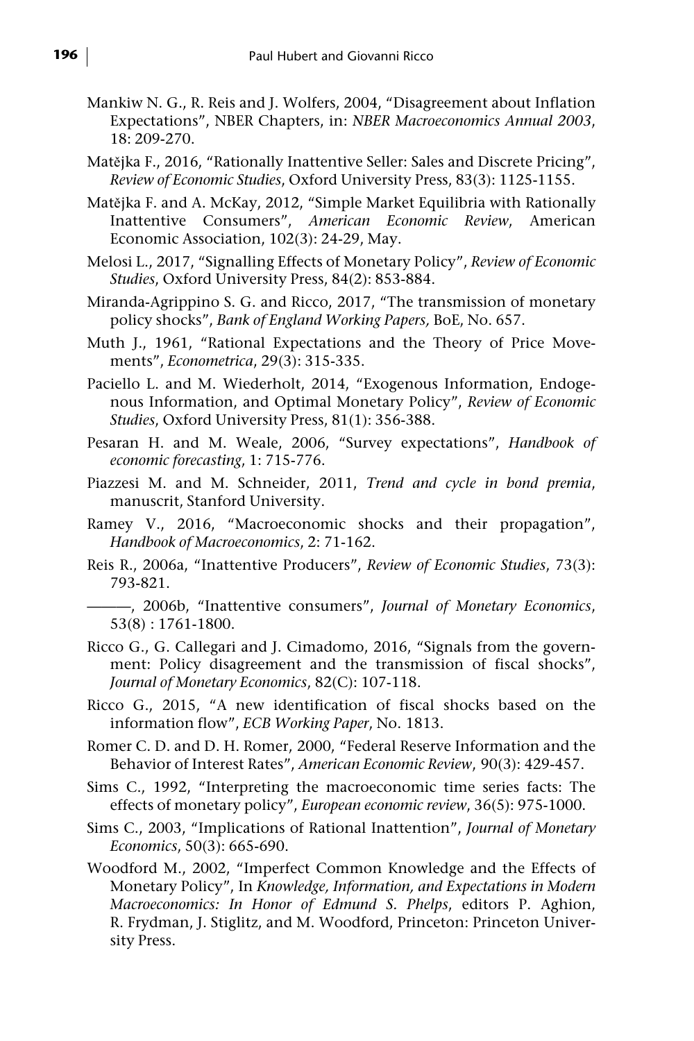Mankiw N. G., R. Reis and J. Wolfers, 2004, "Disagreement about Inflation Expectations", NBER Chapters, in: *NBER Macroeconomics Annual 2003*, 18: 209-270.

Matějka F., 2016, "Rationally Inattentive Seller: Sales and Discrete Pricing", *Review of Economic Studies*, Oxford University Press, 83(3): 1125-1155.

Matějka F. and A. McKay, 2012, "Simple Market Equilibria with Rationally Inattentive Consumers", *American Economic Review*, American Economic Association, 102(3): 24-29, May.

Melosi L., 2017, "Signalling Effects of Monetary Policy", *Review of Economic Studies*, Oxford University Press, 84(2): 853-884.

Miranda-Agrippino S. G. and Ricco, 2017, "The transmission of monetary policy shocks", *Bank of England Working Papers,* BoE, No. 657.

Muth J., 1961, "Rational Expectations and the Theory of Price Movements", *Econometrica*, 29(3): 315-335.

Paciello L. and M. Wiederholt, 2014, "Exogenous Information, Endogenous Information, and Optimal Monetary Policy", *Review of Economic Studies*, Oxford University Press, 81(1): 356-388.

Pesaran H. and M. Weale, 2006, "Survey expectations", *Handbook of economic forecasting*, 1: 715-776.

Piazzesi M. and M. Schneider, 2011, *Trend and cycle in bond premia*, manuscrit, Stanford University.

Ramey V., 2016, "Macroeconomic shocks and their propagation", *Handbook of Macroeconomics*, 2: 71-162.

Reis R., 2006a, "Inattentive Producers", *Review of Economic Studies*, 73(3): 793-821.

———, 2006b, "Inattentive consumers", *Journal of Monetary Economics*, 53(8) : 1761-1800.

Ricco G., G. Callegari and J. Cimadomo, 2016, "Signals from the government: Policy disagreement and the transmission of fiscal shocks", *Journal of Monetary Economics*, 82(C): 107-118.

Ricco G., 2015, "A new identification of fiscal shocks based on the information flow", *ECB Working Paper*, No. 1813.

Romer C. D. and D. H. Romer, 2000, "Federal Reserve Information and the Behavior of Interest Rates", *American Economic Review*, 90(3): 429-457.

Sims C., 1992, "Interpreting the macroeconomic time series facts: The effects of monetary policy", *European economic review*, 36(5): 975-1000.

Sims C., 2003, "Implications of Rational Inattention", *Journal of Monetary Economics*, 50(3): 665-690.

Woodford M., 2002, "Imperfect Common Knowledge and the Effects of Monetary Policy", In *Knowledge, Information, and Expectations in Modern Macroeconomics: In Honor of Edmund S. Phelps*, editors P. Aghion, R. Frydman, J. Stiglitz, and M. Woodford, Princeton: Princeton University Press.